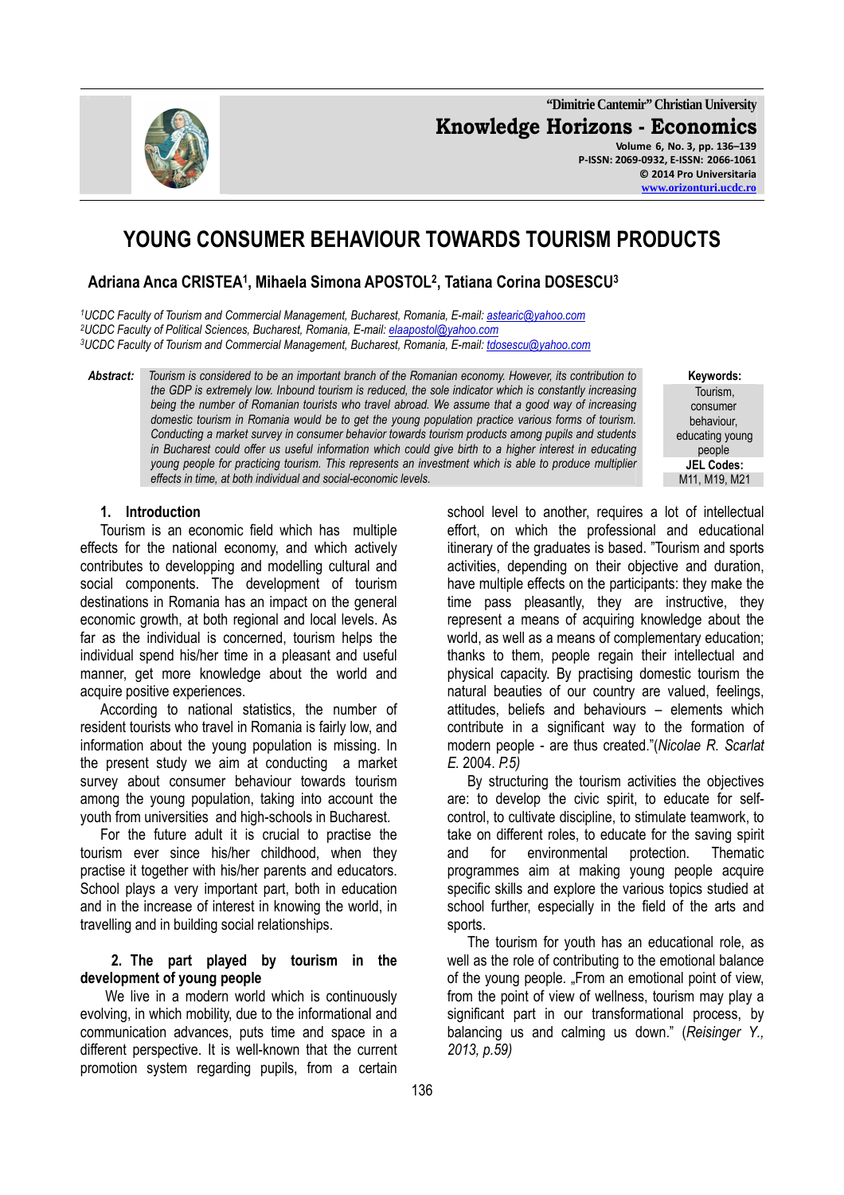# YOUNG CONSUMER BEHAVIOUR TOWARDS TOURISM PRODUCTS

**Adriana Anca CRISTEA[1], Mihaela Simona APOSTOL[2], Tatiana Corina DOSESCU[3]**

*[1]UCDC Faculty of Tourism and Commercial Management, Bucharest, Romania, E-mail: astearic@yahoo.com*
*[2]UCDC Faculty of Political Sciences, Bucharest, Romania, E-mail: elaapostol@yahoo.com*
*[3]UCDC Faculty of Tourism and Commercial Management, Bucharest, Romania, E-mail: tdosescu@yahoo.com*

**Abstract:** *Tourism is considered to be an important branch of the Romanian economy. However, its contribution to the GDP is extremely low. Inbound tourism is reduced, the sole indicator which is constantly increasing being the number of Romanian tourists who travel abroad. We assume that a good way of increasing domestic tourism in Romania would be to get the young population practice various forms of tourism. Conducting a market survey in consumer behavior towards tourism products among pupils and students in Bucharest could offer us useful information which could give birth to a higher interest in educating young people for practicing tourism. This represents an investment which is able to produce multiplier effects in time, at both individual and social-economic levels.*

**Keywords:** Tourism, consumer behaviour, educating young people

**JEL Codes:** M11, M19, M21

## 1. Introduction

Tourism is an economic field which has multiple effects for the national economy, and which actively contributes to developping and modelling cultural and social components. The development of tourism destinations in Romania has an impact on the general economic growth, at both regional and local levels. As far as the individual is concerned, tourism helps the individual spend his/her time in a pleasant and useful manner, get more knowledge about the world and acquire positive experiences.

According to national statistics, the number of resident tourists who travel in Romania is fairly low, and information about the young population is missing. In the present study we aim at conducting a market survey about consumer behaviour towards tourism among the young population, taking into account the youth from universities and high-schools in Bucharest.

For the future adult it is crucial to practise the tourism ever since his/her childhood, when they practise it together with his/her parents and educators. School plays a very important part, both in education and in the increase of interest in knowing the world, in travelling and in building social relationships.

## 2. The part played by tourism in the development of young people

We live in a modern world which is continuously evolving, in which mobility, due to the informational and communication advances, puts time and space in a different perspective. It is well-known that the current promotion system regarding pupils, from a certain school level to another, requires a lot of intellectual effort, on which the professional and educational itinerary of the graduates is based. "Tourism and sports activities, depending on their objective and duration, have multiple effects on the participants: they make the time pass pleasantly, they are instructive, they represent a means of acquiring knowledge about the world, as well as a means of complementary education; thanks to them, people regain their intellectual and physical capacity. By practising domestic tourism the natural beauties of our country are valued, feelings, attitudes, beliefs and behaviours – elements which contribute in a significant way to the formation of modern people - are thus created."(*Nicolae R. Scarlat E.* 2004. *P.5)*

By structuring the tourism activities the objectives are: to develop the civic spirit, to educate for self-control, to cultivate discipline, to stimulate teamwork, to take on different roles, to educate for the saving spirit and for environmental protection. Thematic programmes aim at making young people acquire specific skills and explore the various topics studied at school further, especially in the field of the arts and sports.

The tourism for youth has an educational role, as well as the role of contributing to the emotional balance of the young people. „From an emotional point of view, from the point of view of wellness, tourism may play a significant part in our transformational process, by balancing us and calming us down." (*Reisinger Y., 2013, p.59)*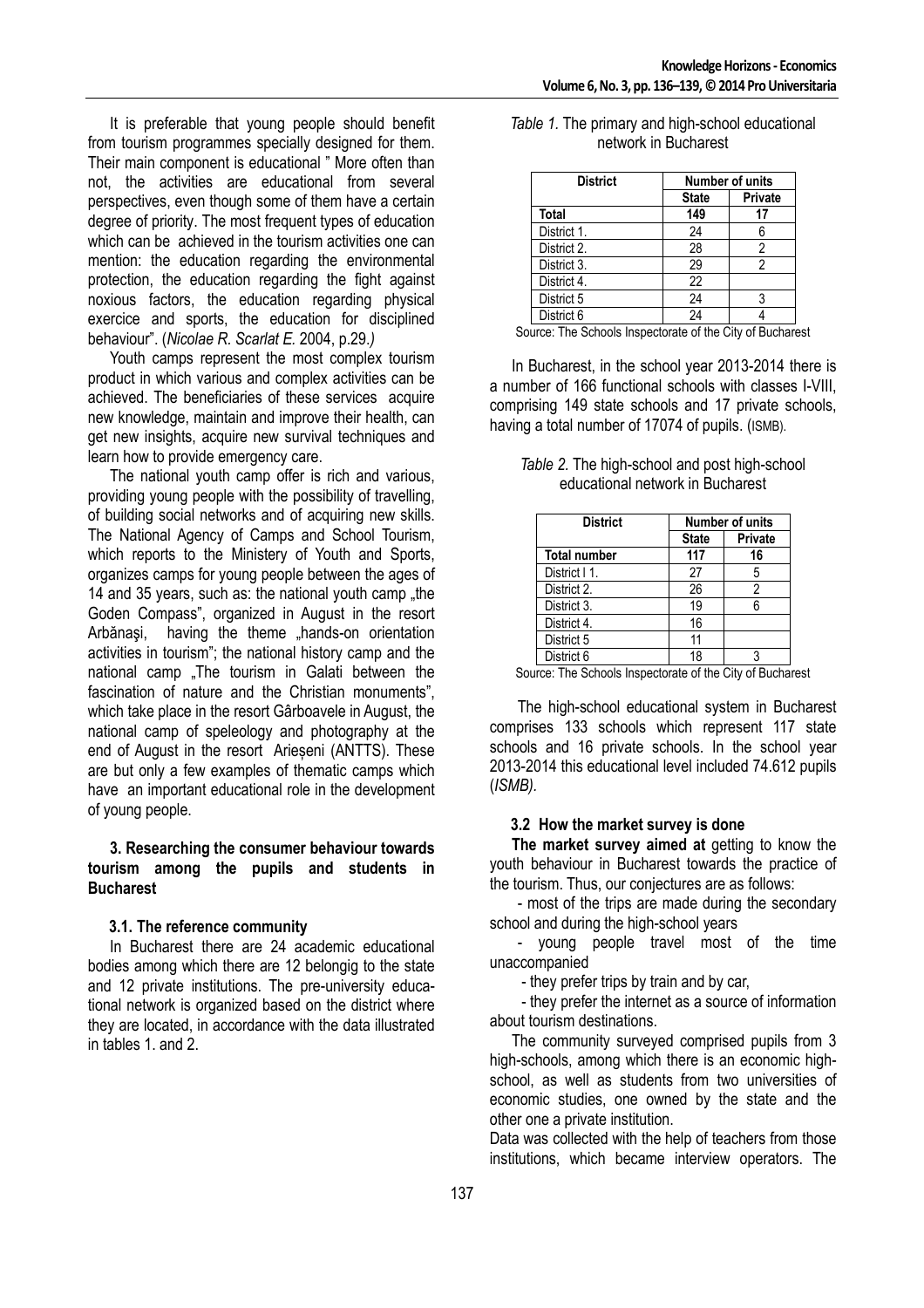It is preferable that young people should benefit from tourism programmes specially designed for them. Their main component is educational " More often than not, the activities are educational from several perspectives, even though some of them have a certain degree of priority. The most frequent types of education which can be achieved in the tourism activities one can mention: the education regarding the environmental protection, the education regarding the fight against noxious factors, the education regarding physical exercice and sports, the education for disciplined behaviour". (*Nicolae R. Scarlat E.* 2004, p.29.)

Youth camps represent the most complex tourism product in which various and complex activities can be achieved. The beneficiaries of these services acquire new knowledge, maintain and improve their health, can get new insights, acquire new survival techniques and learn how to provide emergency care.

The national youth camp offer is rich and various, providing young people with the possibility of travelling, of building social networks and of acquiring new skills. The National Agency of Camps and School Tourism, which reports to the Ministery of Youth and Sports, organizes camps for young people between the ages of 14 and 35 years, such as: the national youth camp „the Goden Compass", organized in August in the resort Arbănaşi, having the theme „hands-on orientation activities in tourism"; the national history camp and the national camp „The tourism in Galati between the fascination of nature and the Christian monuments", which take place in the resort Gârboavele in August, the national camp of speleology and photography at the end of August in the resort Arieşeni (ANTTS). These are but only a few examples of thematic camps which have an important educational role in the development of young people.

### 3. Researching the consumer behaviour towards tourism among the pupils and students in Bucharest

#### 3.1. The reference community

In Bucharest there are 24 academic educational bodies among which there are 12 belongig to the state and 12 private institutions. The pre-university educational network is organized based on the district where they are located, in accordance with the data illustrated in tables 1. and 2.

*Table 1.* The primary and high-school educational network in Bucharest

| District | Number of units | |
|---|---|---|
| | **State** | **Private** |
| **Total** | **149** | **17** |
| District 1. | 24 | 6 |
| District 2. | 28 | 2 |
| District 3. | 29 | 2 |
| District 4. | 22 | |
| District 5 | 24 | 3 |
| District 6 | 24 | 4 |

Source: The Schools Inspectorate of the City of Bucharest

In Bucharest, in the school year 2013-2014 there is a number of 166 functional schools with classes I-VIII, comprising 149 state schools and 17 private schools, having a total number of 17074 of pupils. (ISMB).

*Table 2.* The high-school and post high-school educational network in Bucharest

| District | Number of units | |
|---|---|---|
| | **State** | **Private** |
| **Total number** | **117** | **16** |
| District I 1. | 27 | 5 |
| District 2. | 26 | 2 |
| District 3. | 19 | 6 |
| District 4. | 16 | |
| District 5 | 11 | |
| District 6 | 18 | 3 |

Source: The Schools Inspectorate of the City of Bucharest

The high-school educational system in Bucharest comprises 133 schools which represent 117 state schools and 16 private schools. In the school year 2013-2014 this educational level included 74.612 pupils (*ISMB).*

#### 3.2 How the market survey is done

**The market survey aimed at** getting to know the youth behaviour in Bucharest towards the practice of the tourism. Thus, our conjectures are as follows:

- most of the trips are made during the secondary school and during the high-school years
- young people travel most of the time unaccompanied
- they prefer trips by train and by car,
- they prefer the internet as a source of information about tourism destinations.

The community surveyed comprised pupils from 3 high-schools, among which there is an economic high-school, as well as students from two universities of economic studies, one owned by the state and the other one a private institution.

Data was collected with the help of teachers from those institutions, which became interview operators. The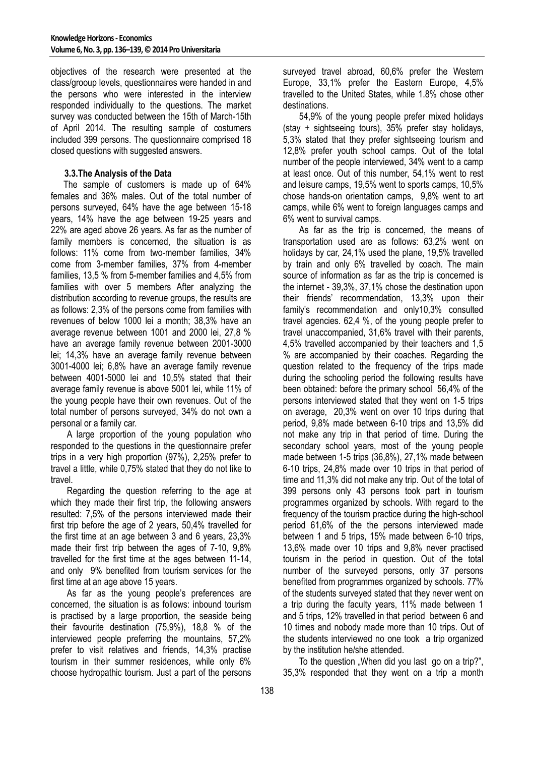objectives of the research were presented at the class/grooup levels, questionnaires were handed in and the persons who were interested in the interview responded individually to the questions. The market survey was conducted between the 15th of March-15th of April 2014. The resulting sample of costumers included 399 persons. The questionnaire comprised 18 closed questions with suggested answers.

### 3.3.The Analysis of the Data

The sample of customers is made up of 64% females and 36% males. Out of the total number of persons surveyed, 64% have the age between 15-18 years, 14% have the age between 19-25 years and 22% are aged above 26 years. As far as the number of family members is concerned, the situation is as follows: 11% come from two-member families, 34% come from 3-member families, 37% from 4-member families, 13,5 % from 5-member families and 4,5% from families with over 5 members After analyzing the distribution according to revenue groups, the results are as follows: 2,3% of the persons come from families with revenues of below 1000 lei a month; 38,3% have an average revenue between 1001 and 2000 lei, 27,8 % have an average family revenue between 2001-3000 lei; 14,3% have an average family revenue between 3001-4000 lei; 6,8% have an average family revenue between 4001-5000 lei and 10,5% stated that their average family revenue is above 5001 lei, while 11% of the young people have their own revenues. Out of the total number of persons surveyed, 34% do not own a personal or a family car.

A large proportion of the young population who responded to the questions in the questionnaire prefer trips in a very high proportion (97%), 2,25% prefer to travel a little, while 0,75% stated that they do not like to travel.

Regarding the question referring to the age at which they made their first trip, the following answers resulted: 7,5% of the persons interviewed made their first trip before the age of 2 years, 50,4% travelled for the first time at an age between 3 and 6 years, 23,3% made their first trip between the ages of 7-10, 9,8% travelled for the first time at the ages between 11-14, and only 9% benefited from tourism services for the first time at an age above 15 years.

As far as the young people's preferences are concerned, the situation is as follows: inbound tourism is practised by a large proportion, the seaside being their favourite destination (75,9%), 18,8 % of the interviewed people preferring the mountains, 57,2% prefer to visit relatives and friends, 14,3% practise tourism in their summer residences, while only 6% choose hydropathic tourism. Just a part of the persons surveyed travel abroad, 60,6% prefer the Western Europe, 33,1% prefer the Eastern Europe, 4,5% travelled to the United States, while 1.8% chose other destinations.

54,9% of the young people prefer mixed holidays (stay + sightseeing tours), 35% prefer stay holidays, 5,3% stated that they prefer sightseeing tourism and 12,8% prefer youth school camps. Out of the total number of the people interviewed, 34% went to a camp at least once. Out of this number, 54,1% went to rest and leisure camps, 19,5% went to sports camps, 10,5% chose hands-on orientation camps, 9,8% went to art camps, while 6% went to foreign languages camps and 6% went to survival camps.

As far as the trip is concerned, the means of transportation used are as follows: 63,2% went on holidays by car, 24,1% used the plane, 19,5% travelled by train and only 6% travelled by coach. The main source of information as far as the trip is concerned is the internet - 39,3%, 37,1% chose the destination upon their friends' recommendation, 13,3% upon their family's recommendation and only10,3% consulted travel agencies. 62,4 %, of the young people prefer to travel unaccompanied, 31,6% travel with their parents, 4,5% travelled accompanied by their teachers and 1,5 % are accompanied by their coaches. Regarding the question related to the frequency of the trips made during the schooling period the following results have been obtained: before the primary school 56,4% of the persons interviewed stated that they went on 1-5 trips on average, 20,3% went on over 10 trips during that period, 9,8% made between 6-10 trips and 13,5% did not make any trip in that period of time. During the secondary school years, most of the young people made between 1-5 trips (36,8%), 27,1% made between 6-10 trips, 24,8% made over 10 trips in that period of time and 11,3% did not make any trip. Out of the total of 399 persons only 43 persons took part in tourism programmes organized by schools. With regard to the frequency of the tourism practice during the high-school period 61,6% of the the persons interviewed made between 1 and 5 trips, 15% made between 6-10 trips, 13,6% made over 10 trips and 9,8% never practised tourism in the period in question. Out of the total number of the surveyed persons, only 37 persons benefited from programmes organized by schools. 77% of the students surveyed stated that they never went on a trip during the faculty years, 11% made between 1 and 5 trips, 12% travelled in that period between 6 and 10 times and nobody made more than 10 trips. Out of the students interviewed no one took a trip organized by the institution he/she attended.

To the question „When did you last go on a trip?", 35,3% responded that they went on a trip a month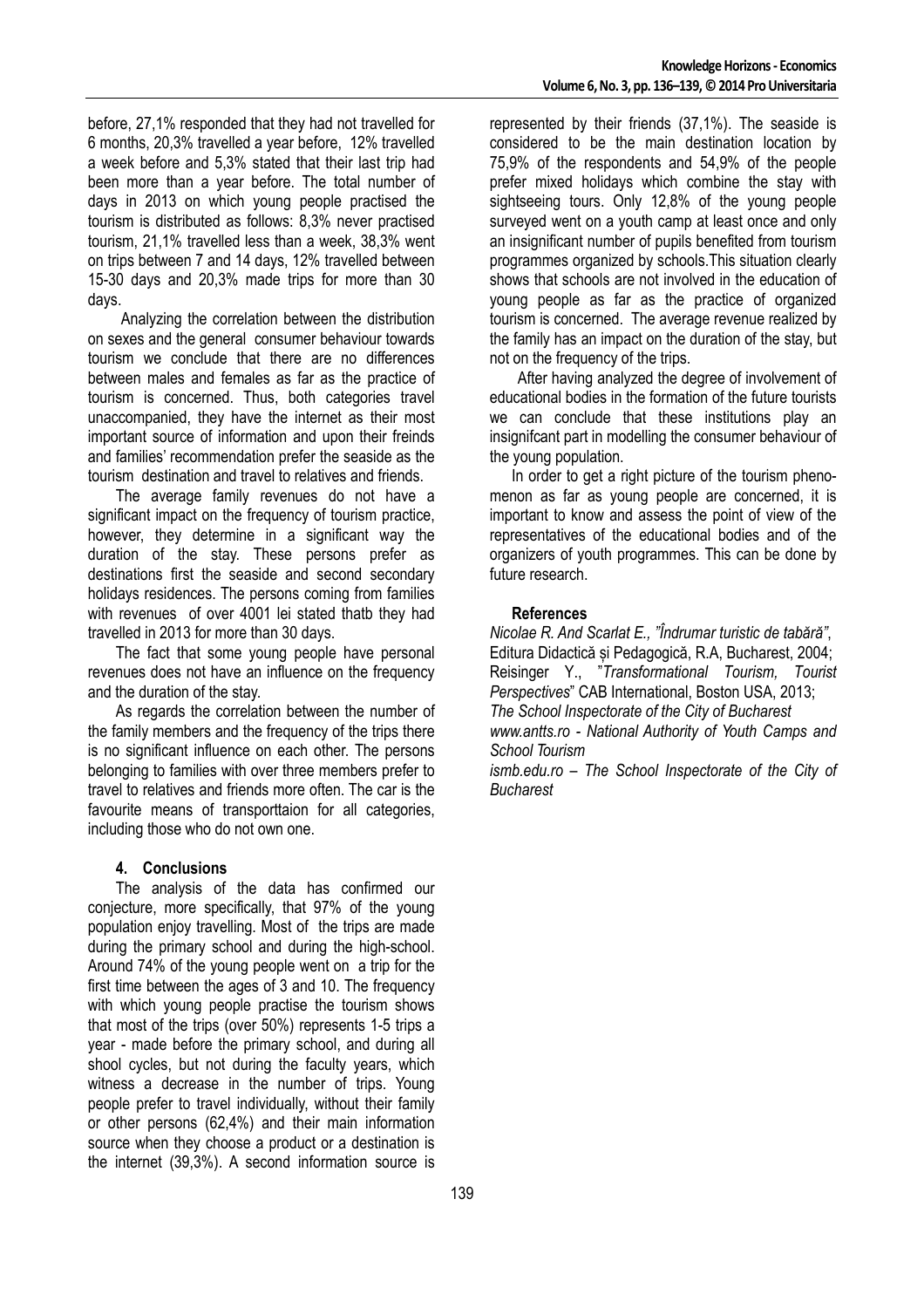before, 27,1% responded that they had not travelled for 6 months, 20,3% travelled a year before, 12% travelled a week before and 5,3% stated that their last trip had been more than a year before. The total number of days in 2013 on which young people practised the tourism is distributed as follows: 8,3% never practised tourism, 21,1% travelled less than a week, 38,3% went on trips between 7 and 14 days, 12% travelled between 15-30 days and 20,3% made trips for more than 30 days.

Analyzing the correlation between the distribution on sexes and the general consumer behaviour towards tourism we conclude that there are no differences between males and females as far as the practice of tourism is concerned. Thus, both categories travel unaccompanied, they have the internet as their most important source of information and upon their freinds and families' recommendation prefer the seaside as the tourism destination and travel to relatives and friends.

The average family revenues do not have a significant impact on the frequency of tourism practice, however, they determine in a significant way the duration of the stay. These persons prefer as destinations first the seaside and second secondary holidays residences. The persons coming from families with revenues of over 4001 lei stated thatb they had travelled in 2013 for more than 30 days.

The fact that some young people have personal revenues does not have an influence on the frequency and the duration of the stay.

As regards the correlation between the number of the family members and the frequency of the trips there is no significant influence on each other. The persons belonging to families with over three members prefer to travel to relatives and friends more often. The car is the favourite means of transporttaion for all categories, including those who do not own one.

## 4. Conclusions

The analysis of the data has confirmed our conjecture, more specifically, that 97% of the young population enjoy travelling. Most of the trips are made during the primary school and during the high-school. Around 74% of the young people went on a trip for the first time between the ages of 3 and 10. The frequency with which young people practise the tourism shows that most of the trips (over 50%) represents 1-5 trips a year - made before the primary school, and during all shool cycles, but not during the faculty years, which witness a decrease in the number of trips. Young people prefer to travel individually, without their family or other persons (62,4%) and their main information source when they choose a product or a destination is the internet (39,3%). A second information source is represented by their friends (37,1%). The seaside is considered to be the main destination location by 75,9% of the respondents and 54,9% of the people prefer mixed holidays which combine the stay with sightseeing tours. Only 12,8% of the young people surveyed went on a youth camp at least once and only an insignificant number of pupils benefited from tourism programmes organized by schools.This situation clearly shows that schools are not involved in the education of young people as far as the practice of organized tourism is concerned. The average revenue realized by the family has an impact on the duration of the stay, but not on the frequency of the trips.

After having analyzed the degree of involvement of educational bodies in the formation of the future tourists we can conclude that these institutions play an insignifcant part in modelling the consumer behaviour of the young population.

In order to get a right picture of the tourism phenomenon as far as young people are concerned, it is important to know and assess the point of view of the representatives of the educational bodies and of the organizers of youth programmes. This can be done by future research.

### References

*Nicolae R. And Scarlat E., "Îndrumar turistic de tabără"*, Editura Didactică și Pedagogică, R.A, Bucharest, 2004;

Reisinger Y., "*Transformational Tourism, Tourist Perspectives*" CAB International, Boston USA, 2013;

*The School Inspectorate of the City of Bucharest*

*www.antts.ro - National Authority of Youth Camps and School Tourism*

*ismb.edu.ro – The School Inspectorate of the City of Bucharest*